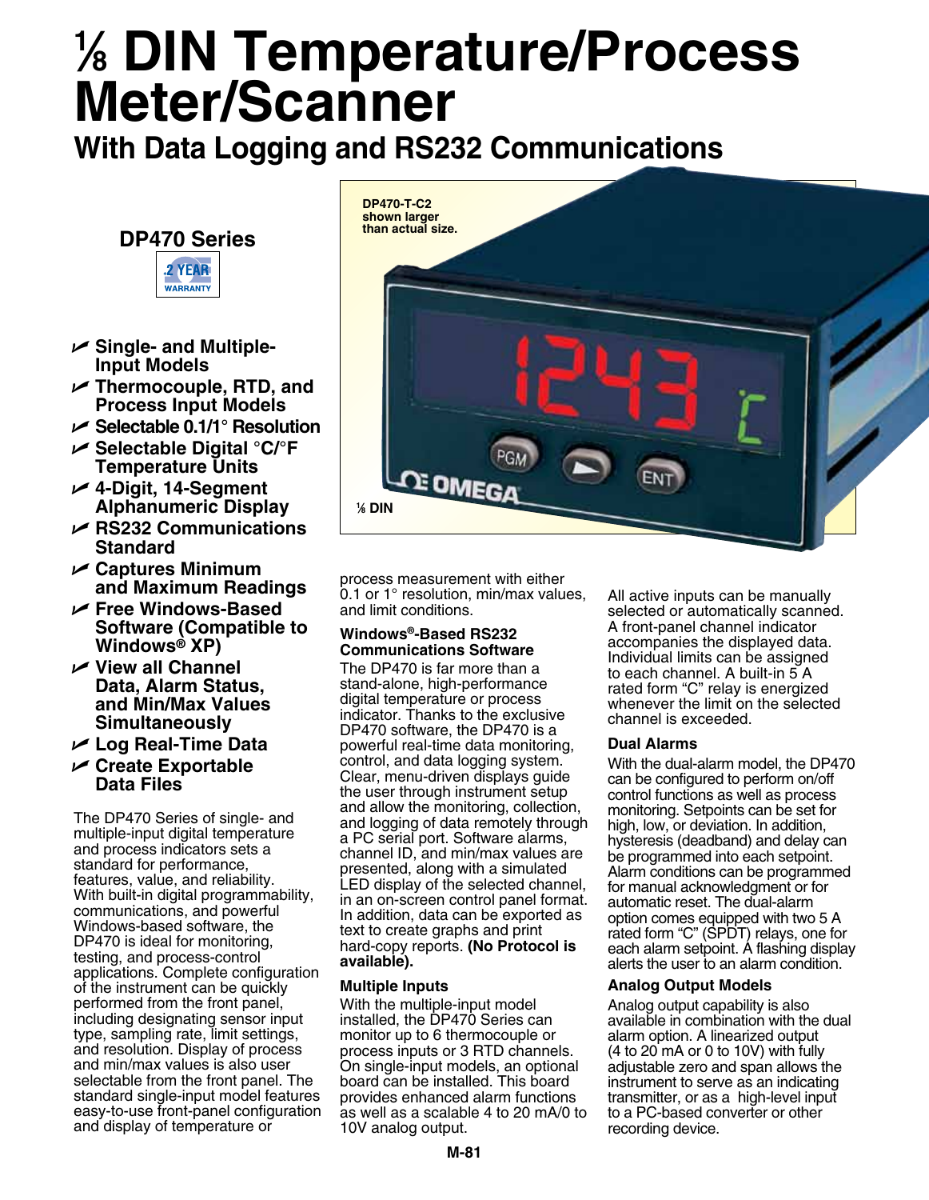# ⅛ DIN Temperature/Process Meter/Scanner

## With Data Logging and RS232 Communications

### DP470 Series

2 YEAR WARRANTY

- Single- and Multiple-Input Models
- Thermocouple, RTD, and Process Input Models
- Selectable 0.1/1° Resolution
- Selectable Digital °C/°F Temperature Units
- 4-Digit, 14-Segment Alphanumeric Display
- RS232 Communications Standard
- Captures Minimum and Maximum Readings
- Free Windows-Based Software (Compatible to Windows® XP)
- View all Channel Data, Alarm Status, and Min/Max Values Simultaneously
- Log Real-Time Data
- Create Exportable Data Files

DP470-T-C2 shown larger than actual size.

⅛ DIN

The DP470 Series of single- and multiple-input digital temperature and process indicators sets a standard for performance, features, value, and reliability. With built-in digital programmability, communications, and powerful Windows-based software, the DP470 is ideal for monitoring, testing, and process-control applications. Complete configuration of the instrument can be quickly performed from the front panel, including designating sensor input type, sampling rate, limit settings, and resolution. Display of process and min/max values is also user selectable from the front panel. The standard single-input model features easy-to-use front-panel configuration and display of temperature or process measurement with either 0.1 or 1° resolution, min/max values, and limit conditions.

#### Windows®-Based RS232 Communications Software

The DP470 is far more than a stand-alone, high-performance digital temperature or process indicator. Thanks to the exclusive DP470 software, the DP470 is a powerful real-time data monitoring, control, and data logging system. Clear, menu-driven displays guide the user through instrument setup and allow the monitoring, collection, and logging of data remotely through a PC serial port. Software alarms, channel ID, and min/max values are presented, along with a simulated LED display of the selected channel, in an on-screen control panel format. In addition, data can be exported as text to create graphs and print hard-copy reports. **(No Protocol is available).**

#### Multiple Inputs

With the multiple-input model installed, the DP470 Series can monitor up to 6 thermocouple or process inputs or 3 RTD channels. On single-input models, an optional board can be installed. This board provides enhanced alarm functions as well as a scalable 4 to 20 mA/0 to 10V analog output.

All active inputs can be manually selected or automatically scanned. A front-panel channel indicator accompanies the displayed data. Individual limits can be assigned to each channel. A built-in 5 A rated form "C" relay is energized whenever the limit on the selected channel is exceeded.

#### Dual Alarms

With the dual-alarm model, the DP470 can be configured to perform on/off control functions as well as process monitoring. Setpoints can be set for high, low, or deviation. In addition, hysteresis (deadband) and delay can be programmed into each setpoint. Alarm conditions can be programmed for manual acknowledgment or for automatic reset. The dual-alarm option comes equipped with two 5 A rated form "C" (SPDT) relays, one for each alarm setpoint. A flashing display alerts the user to an alarm condition.

#### Analog Output Models

Analog output capability is also available in combination with the dual alarm option. A linearized output (4 to 20 mA or 0 to 10V) with fully adjustable zero and span allows the instrument to serve as an indicating transmitter, or as a high-level input to a PC-based converter or other recording device.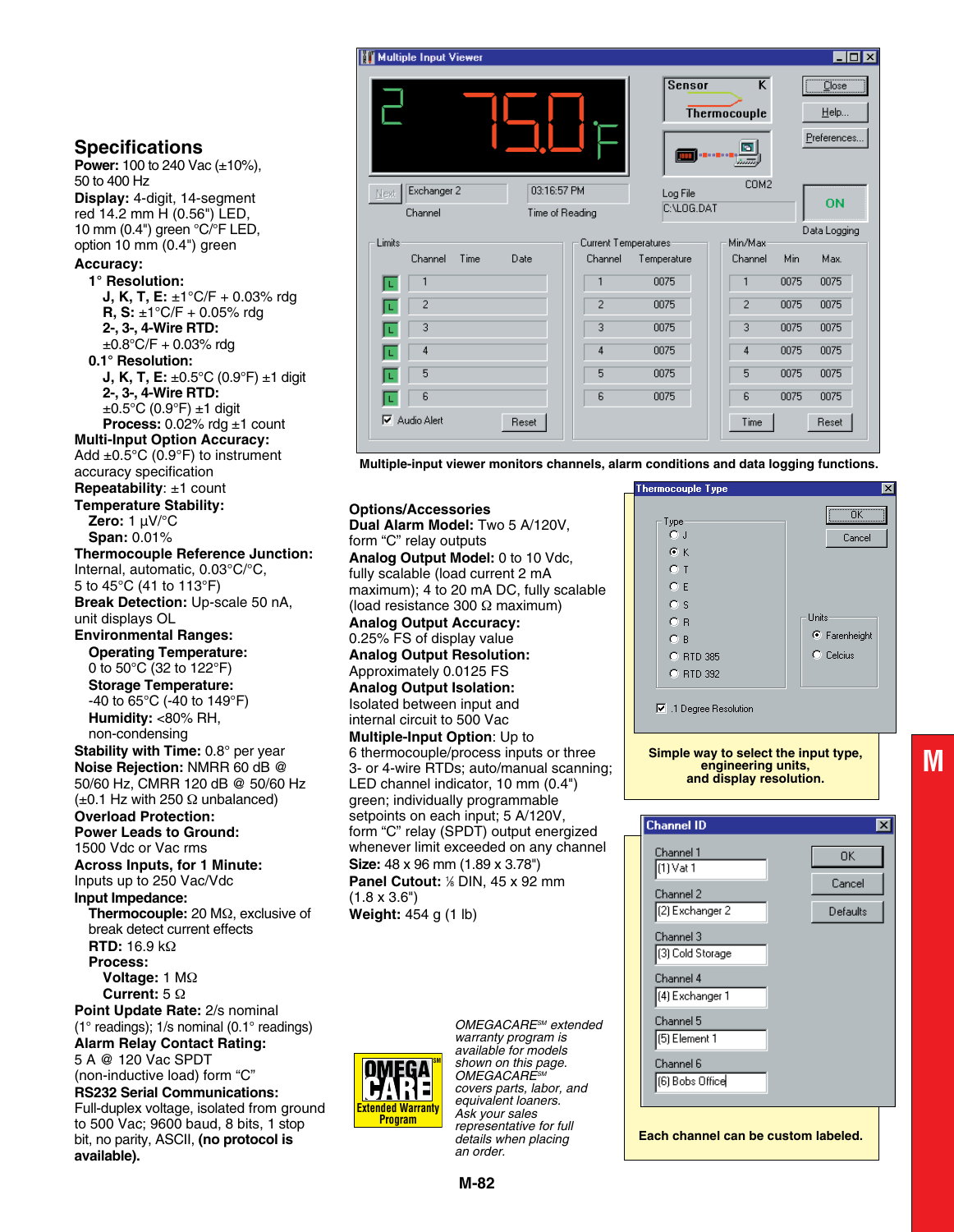## Specifications

**Power:** 100 to 240 Vac (±10%), 50 to 400 Hz

**Display:** 4-digit, 14-segment red 14.2 mm H (0.56") LED, 10 mm (0.4") green °C/°F LED, option 10 mm (0.4") green

**Accuracy:**

- **1° Resolution:**
  - **J, K, T, E:** ±1°C/F + 0.03% rdg
  - **R, S:** ±1°C/F + 0.05% rdg
  - **2-, 3-, 4-Wire RTD:** ±0.8°C/F + 0.03% rdg
- **0.1° Resolution:**
  - **J, K, T, E:** ±0.5°C (0.9°F) ±1 digit
  - **2-, 3-, 4-Wire RTD:** ±0.5°C (0.9°F) ±1 digit
  - **Process:** 0.02% rdg ±1 count

**Multi-Input Option Accuracy:** Add ±0.5°C (0.9°F) to instrument accuracy specification

**Repeatability:** ±1 count

**Temperature Stability:**

- **Zero:** 1 µV/°C
- **Span:** 0.01%

**Thermocouple Reference Junction:** Internal, automatic, 0.03°C/°C, 5 to 45°C (41 to 113°F)

**Break Detection:** Up-scale 50 nA, unit displays OL

**Environmental Ranges:**

- **Operating Temperature:** 0 to 50°C (32 to 122°F)
- **Storage Temperature:** -40 to 65°C (-40 to 149°F)
- **Humidity:** <80% RH, non-condensing

**Stability with Time:** 0.8° per year

**Noise Rejection:** NMRR 60 dB @ 50/60 Hz, CMRR 120 dB @ 50/60 Hz (±0.1 Hz with 250 Ω unbalanced)

**Overload Protection:**

**Power Leads to Ground:** 1500 Vdc or Vac rms

**Across Inputs, for 1 Minute:** Inputs up to 250 Vac/Vdc

**Input Impedance:**

- **Thermocouple:** 20 MΩ, exclusive of break detect current effects
- **RTD:** 16.9 kΩ
- **Process:**
  - **Voltage:** 1 MΩ
  - **Current:** 5 Ω

**Point Update Rate:** 2/s nominal (1° readings); 1/s nominal (0.1° readings)

**Alarm Relay Contact Rating:** 5 A @ 120 Vac SPDT (non-inductive load) form "C"

**RS232 Serial Communications:** Full-duplex voltage, isolated from ground to 500 Vac; 9600 baud, 8 bits, 1 stop bit, no parity, ASCII, **(no protocol is available).**

Multiple-input viewer monitors channels, alarm conditions and data logging functions.

## Options/Accessories

**Dual Alarm Model:** Two 5 A/120V, form "C" relay outputs

**Analog Output Model:** 0 to 10 Vdc, fully scalable (load current 2 mA maximum); 4 to 20 mA DC, fully scalable (load resistance 300 Ω maximum)

**Analog Output Accuracy:** 0.25% FS of display value

**Analog Output Resolution:** Approximately 0.0125 FS

**Analog Output Isolation:** Isolated between input and internal circuit to 500 Vac

**Multiple-Input Option:** Up to 6 thermocouple/process inputs or three 3- or 4-wire RTDs; auto/manual scanning; LED channel indicator, 10 mm (0.4") green; individually programmable setpoints on each input; 5 A/120V, form "C" relay (SPDT) output energized whenever limit exceeded on any channel

**Size:** 48 x 96 mm (1.89 x 3.78")

**Panel Cutout:** ⅛ DIN, 45 x 92 mm (1.8 x 3.6")

**Weight:** 454 g (1 lb)

Simple way to select the input type, engineering units, and display resolution.

Each channel can be custom labeled.

*OMEGACARE℠ extended warranty program is available for models shown on this page. OMEGACARE℠ covers parts, labor, and equivalent loaners. Ask your sales representative for full details when placing an order.*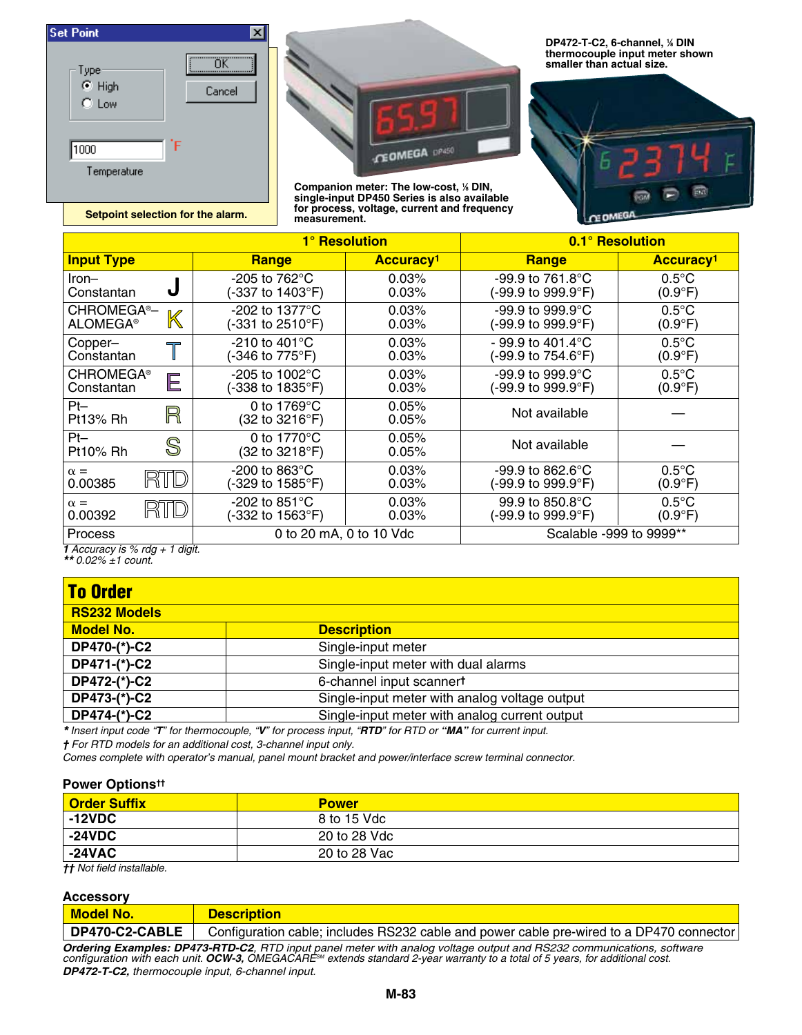Setpoint selection for the alarm.

Companion meter: The low-cost, ⅛ DIN, single-input DP450 Series is also available for process, voltage, current and frequency measurement.

DP472-T-C2, 6-channel, ⅛ DIN thermocouple input meter shown smaller than actual size.

| | 1° Resolution | | 0.1° Resolution | |
|---|---|---|---|---|
| **Input Type** | **Range** | **Accuracy[1]** | **Range** | **Accuracy[1]** |
| Iron– Constantan **J** | -205 to 762°C (-337 to 1403°F) | 0.03% 0.03% | -99.9 to 761.8°C (-99.9 to 999.9°F) | 0.5°C (0.9°F) |
| CHROMEGA®– ALOMEGA® **K** | -202 to 1377°C (-331 to 2510°F) | 0.03% 0.03% | -99.9 to 999.9°C (-99.9 to 999.9°F) | 0.5°C (0.9°F) |
| Copper– Constantan **T** | -210 to 401°C (-346 to 775°F) | 0.03% 0.03% | - 99.9 to 401.4°C (-99.9 to 754.6°F) | 0.5°C (0.9°F) |
| CHROMEGA® Constantan **E** | -205 to 1002°C (-338 to 1835°F) | 0.03% 0.03% | -99.9 to 999.9°C (-99.9 to 999.9°F) | 0.5°C (0.9°F) |
| Pt– Pt13% Rh **R** | 0 to 1769°C (32 to 3216°F) | 0.05% 0.05% | Not available | — |
| Pt– Pt10% Rh **S** | 0 to 1770°C (32 to 3218°F) | 0.05% 0.05% | Not available | — |
| $\alpha$ = 0.00385 **RTD** | -200 to 863°C (-329 to 1585°F) | 0.03% 0.03% | -99.9 to 862.6°C (-99.9 to 999.9°F) | 0.5°C (0.9°F) |
| $\alpha$ = 0.00392 **RTD** | -202 to 851°C (-332 to 1563°F) | 0.03% 0.03% | 99.9 to 850.8°C (-99.9 to 999.9°F) | 0.5°C (0.9°F) |
| Process | 0 to 20 mA, 0 to 10 Vdc | | Scalable -999 to 9999** | |

*1 Accuracy is % rdg + 1 digit.*
*** 0.02% ±1 count.*

## To Order

**RS232 Models**

| Model No. | Description |
|---|---|
| **DP470-(*)-C2** | Single-input meter |
| **DP471-(*)-C2** | Single-input meter with dual alarms |
| **DP472-(*)-C2** | 6-channel input scanner† |
| **DP473-(*)-C2** | Single-input meter with analog voltage output |
| **DP474-(*)-C2** | Single-input meter with analog current output |

*\* Insert input code "**T**" for thermocouple, "**V**" for process input, "**RTD**" for RTD or "**MA**" for current input.*
*† For RTD models for an additional cost, 3-channel input only.*
*Comes complete with operator's manual, panel mount bracket and power/interface screw terminal connector.*

**Power Options††**

| Order Suffix | Power |
|---|---|
| **-12VDC** | 8 to 15 Vdc |
| **-24VDC** | 20 to 28 Vdc |
| **-24VAC** | 20 to 28 Vac |

*†† Not field installable.*

**Accessory**

| Model No. | Description |
|---|---|
| **DP470-C2-CABLE** | Configuration cable; includes RS232 cable and power cable pre-wired to a DP470 connector |

***Ordering Examples: DP473-RTD-C2**, RTD input panel meter with analog voltage output and RS232 communications, software configuration with each unit. **OCW-3**, OMEGACARE℠ extends standard 2-year warranty to a total of 5 years, for additional cost.*
***DP472-T-C2**, thermocouple input, 6-channel input.*